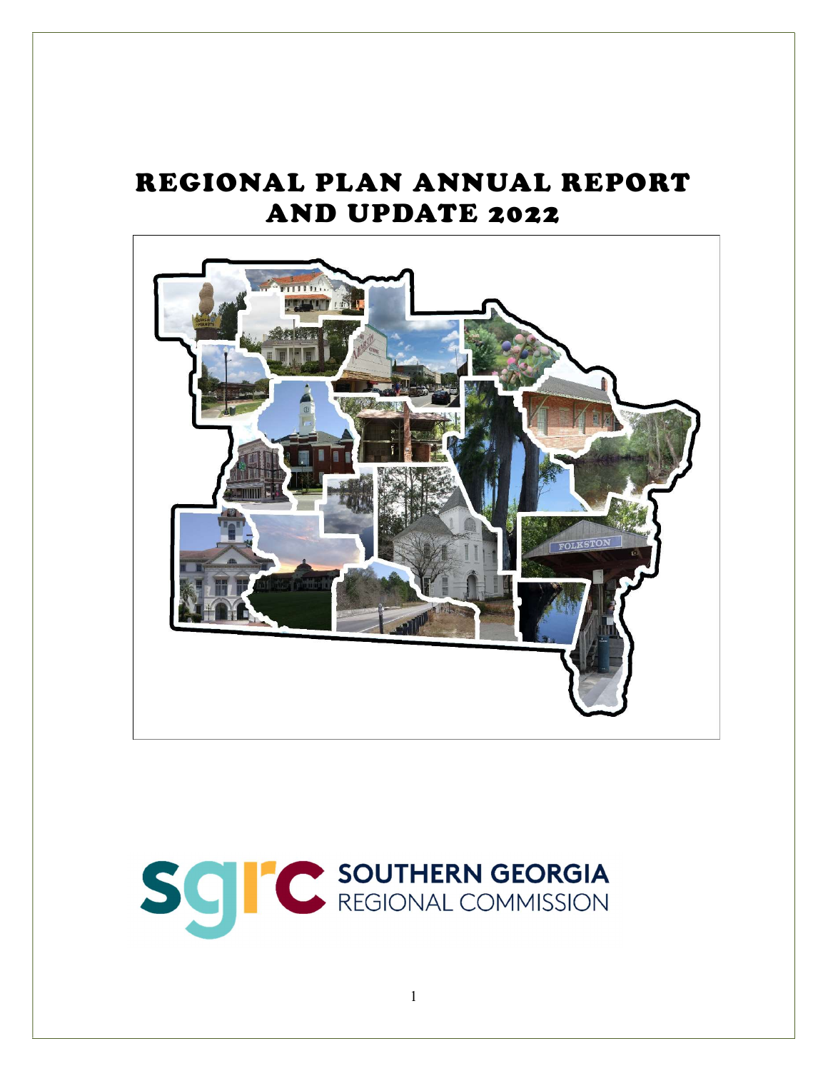# REGIONAL PLAN ANNUAL REPORT AND UPDATE 2022

SOUTHERN GEORGIA REGIONAL COMMISSION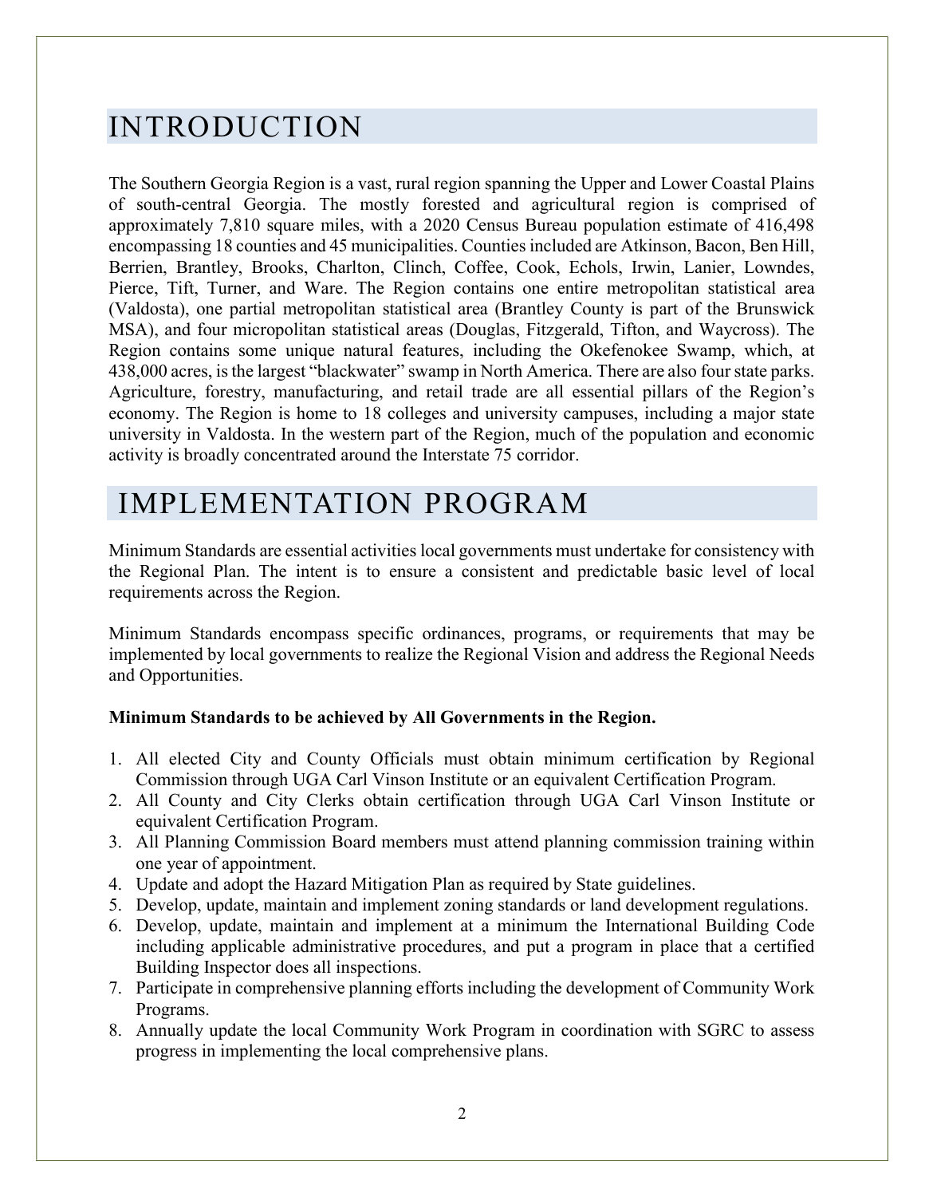# INTRODUCTION

The Southern Georgia Region is a vast, rural region spanning the Upper and Lower Coastal Plains of south-central Georgia. The mostly forested and agricultural region is comprised of approximately 7,810 square miles, with a 2020 Census Bureau population estimate of 416,498 encompassing 18 counties and 45 municipalities. Counties included are Atkinson, Bacon, Ben Hill, Berrien, Brantley, Brooks, Charlton, Clinch, Coffee, Cook, Echols, Irwin, Lanier, Lowndes, Pierce, Tift, Turner, and Ware. The Region contains one entire metropolitan statistical area (Valdosta), one partial metropolitan statistical area (Brantley County is part of the Brunswick MSA), and four micropolitan statistical areas (Douglas, Fitzgerald, Tifton, and Waycross). The Region contains some unique natural features, including the Okefenokee Swamp, which, at 438,000 acres, is the largest "blackwater" swamp in North America. There are also four state parks. Agriculture, forestry, manufacturing, and retail trade are all essential pillars of the Region's economy. The Region is home to 18 colleges and university campuses, including a major state university in Valdosta. In the western part of the Region, much of the population and economic activity is broadly concentrated around the Interstate 75 corridor.

# IMPLEMENTATION PROGRAM

Minimum Standards are essential activities local governments must undertake for consistency with the Regional Plan. The intent is to ensure a consistent and predictable basic level of local requirements across the Region.

Minimum Standards encompass specific ordinances, programs, or requirements that may be implemented by local governments to realize the Regional Vision and address the Regional Needs and Opportunities.

**Minimum Standards to be achieved by All Governments in the Region.**

1. All elected City and County Officials must obtain minimum certification by Regional Commission through UGA Carl Vinson Institute or an equivalent Certification Program.
2. All County and City Clerks obtain certification through UGA Carl Vinson Institute or equivalent Certification Program.
3. All Planning Commission Board members must attend planning commission training within one year of appointment.
4. Update and adopt the Hazard Mitigation Plan as required by State guidelines.
5. Develop, update, maintain and implement zoning standards or land development regulations.
6. Develop, update, maintain and implement at a minimum the International Building Code including applicable administrative procedures, and put a program in place that a certified Building Inspector does all inspections.
7. Participate in comprehensive planning efforts including the development of Community Work Programs.
8. Annually update the local Community Work Program in coordination with SGRC to assess progress in implementing the local comprehensive plans.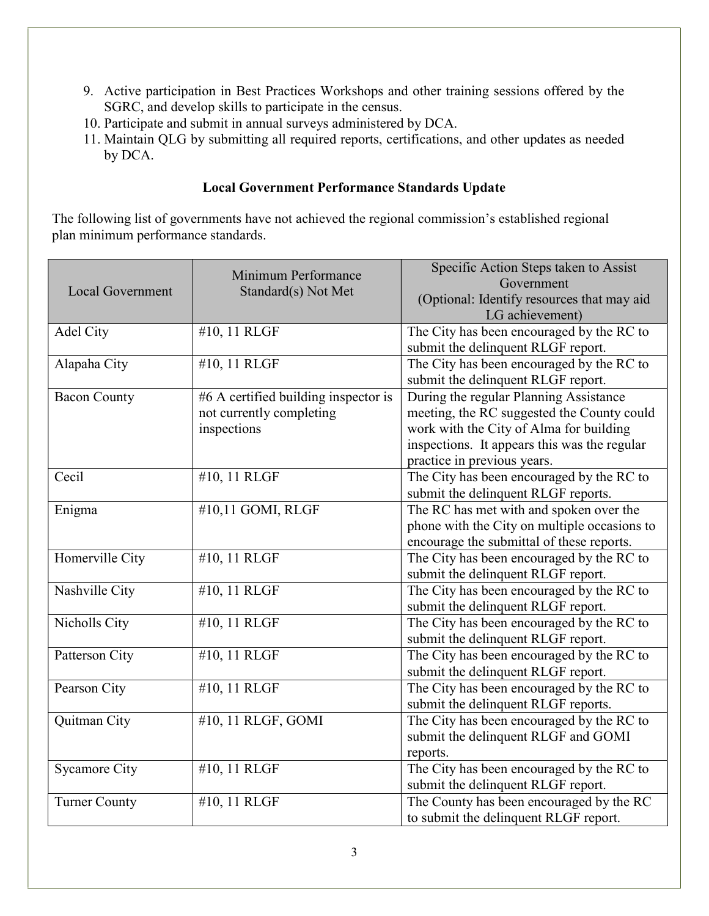9. Active participation in Best Practices Workshops and other training sessions offered by the SGRC, and develop skills to participate in the census.
10. Participate and submit in annual surveys administered by DCA.
11. Maintain QLG by submitting all required reports, certifications, and other updates as needed by DCA.

## Local Government Performance Standards Update

The following list of governments have not achieved the regional commission's established regional plan minimum performance standards.

| Local Government | Minimum Performance Standard(s) Not Met | Specific Action Steps taken to Assist Government (Optional: Identify resources that may aid LG achievement) |
|---|---|---|
| Adel City | #10, 11 RLGF | The City has been encouraged by the RC to submit the delinquent RLGF report. |
| Alapaha City | #10, 11 RLGF | The City has been encouraged by the RC to submit the delinquent RLGF report. |
| Bacon County | #6 A certified building inspector is not currently completing inspections | During the regular Planning Assistance meeting, the RC suggested the County could work with the City of Alma for building inspections. It appears this was the regular practice in previous years. |
| Cecil | #10, 11 RLGF | The City has been encouraged by the RC to submit the delinquent RLGF reports. |
| Enigma | #10,11 GOMI, RLGF | The RC has met with and spoken over the phone with the City on multiple occasions to encourage the submittal of these reports. |
| Homerville City | #10, 11 RLGF | The City has been encouraged by the RC to submit the delinquent RLGF report. |
| Nashville City | #10, 11 RLGF | The City has been encouraged by the RC to submit the delinquent RLGF report. |
| Nicholls City | #10, 11 RLGF | The City has been encouraged by the RC to submit the delinquent RLGF report. |
| Patterson City | #10, 11 RLGF | The City has been encouraged by the RC to submit the delinquent RLGF report. |
| Pearson City | #10, 11 RLGF | The City has been encouraged by the RC to submit the delinquent RLGF reports. |
| Quitman City | #10, 11 RLGF, GOMI | The City has been encouraged by the RC to submit the delinquent RLGF and GOMI reports. |
| Sycamore City | #10, 11 RLGF | The City has been encouraged by the RC to submit the delinquent RLGF report. |
| Turner County | #10, 11 RLGF | The County has been encouraged by the RC to submit the delinquent RLGF report. |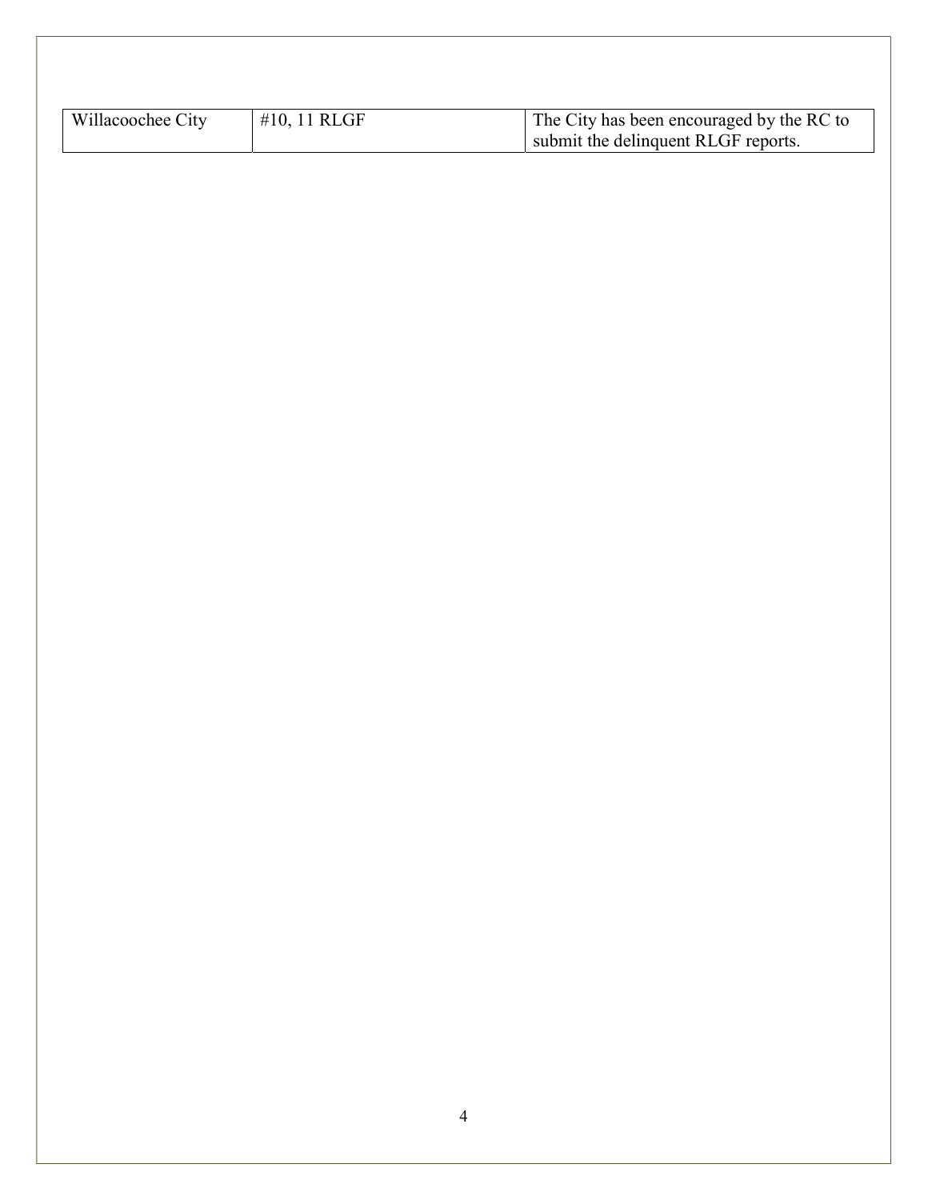| | | |
|---|---|---|
| Willacoochee City | #10, 11 RLGF | The City has been encouraged by the RC to submit the delinquent RLGF reports. |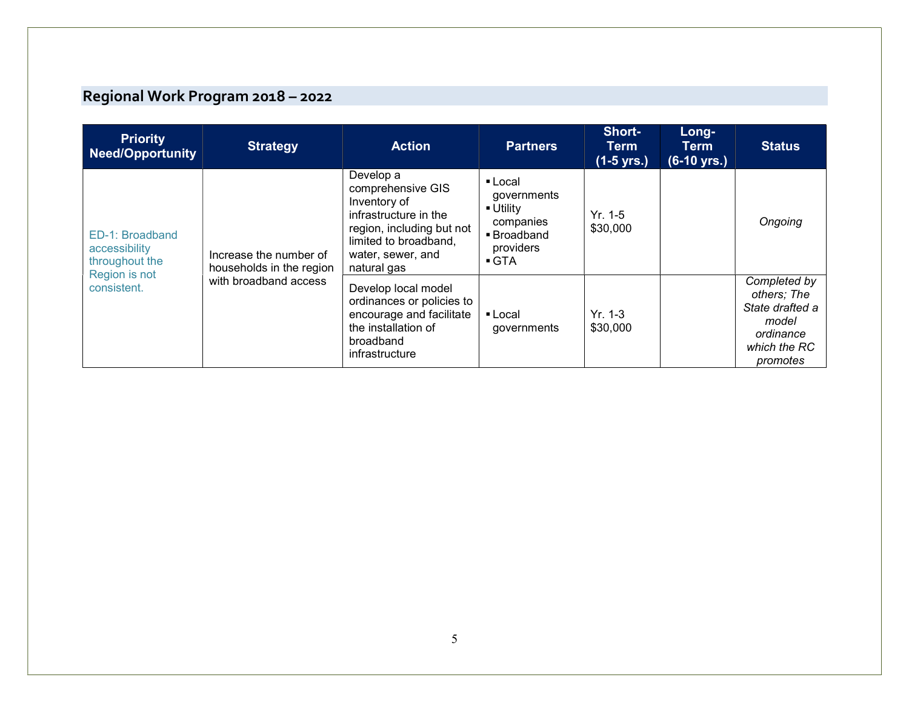## Regional Work Program 2018 – 2022

| Priority Need/Opportunity | Strategy | Action | Partners | Short-Term (1-5 yrs.) | Long-Term (6-10 yrs.) | Status |
|---|---|---|---|---|---|---|
| ED-1: Broadband accessibility throughout the Region is not consistent. | Increase the number of households in the region with broadband access | Develop a comprehensive GIS Inventory of infrastructure in the region, including but not limited to broadband, water, sewer, and natural gas | ▪ Local governments<br>▪ Utility companies<br>▪ Broadband providers<br>▪ GTA | Yr. 1-5<br>$30,000 | | *Ongoing* |
| | | Develop local model ordinances or policies to encourage and facilitate the installation of broadband infrastructure | ▪ Local governments | Yr. 1-3<br>$30,000 | | *Completed by others; The State drafted a model ordinance which the RC promotes* |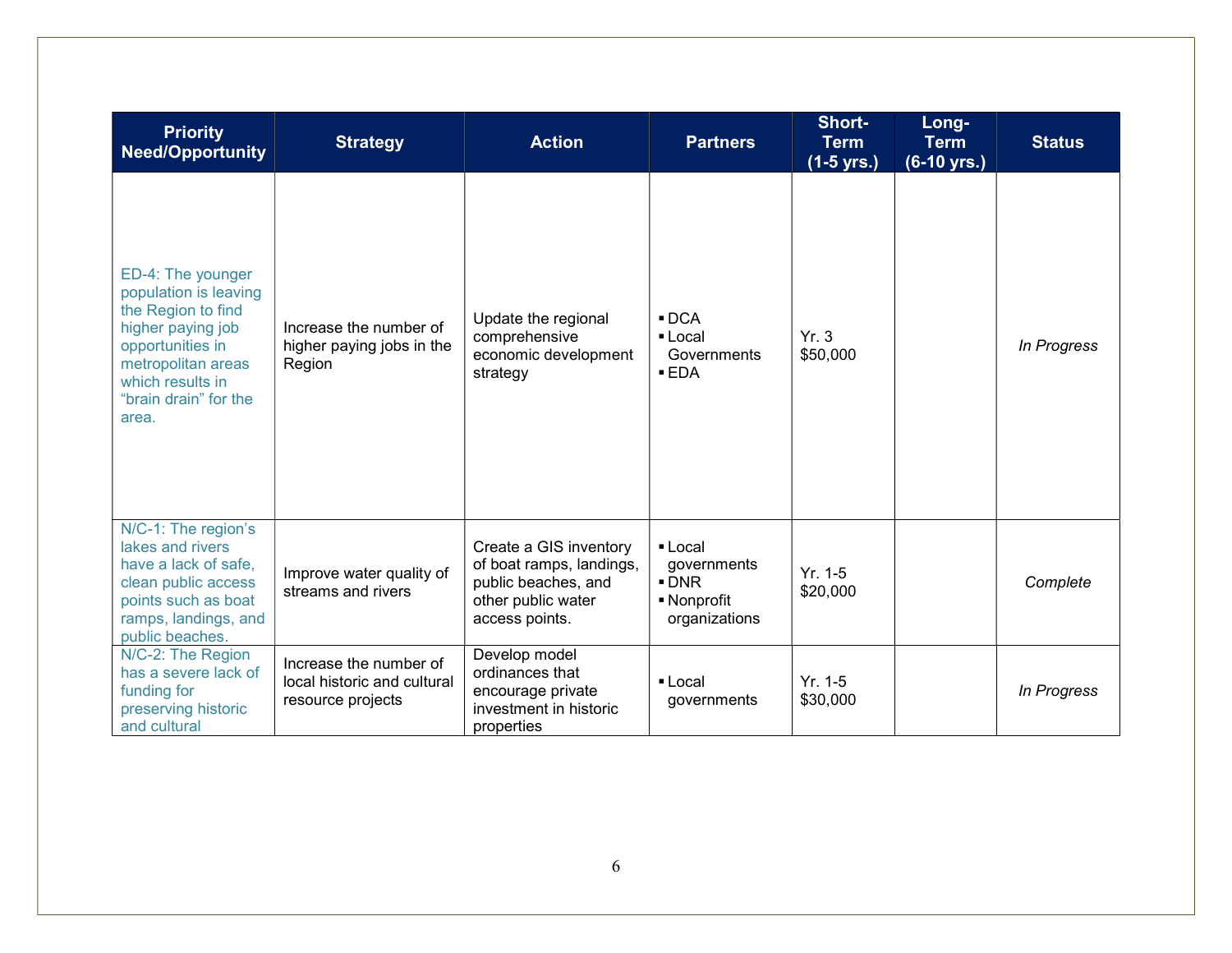| Priority Need/Opportunity | Strategy | Action | Partners | Short-Term (1-5 yrs.) | Long-Term (6-10 yrs.) | Status |
|---|---|---|---|---|---|---|
| ED-4: The younger population is leaving the Region to find higher paying job opportunities in metropolitan areas which results in "brain drain" for the area. | Increase the number of higher paying jobs in the Region | Update the regional comprehensive economic development strategy | ▪ DCA<br>▪ Local Governments<br>▪ EDA | Yr. 3<br>$50,000 | | *In Progress* |
| N/C-1: The region's lakes and rivers have a lack of safe, clean public access points such as boat ramps, landings, and public beaches. | Improve water quality of streams and rivers | Create a GIS inventory of boat ramps, landings, public beaches, and other public water access points. | ▪ Local governments<br>▪ DNR<br>▪ Nonprofit organizations | Yr. 1-5<br>$20,000 | | *Complete* |
| N/C-2: The Region has a severe lack of funding for preserving historic and cultural | Increase the number of local historic and cultural resource projects | Develop model ordinances that encourage private investment in historic properties | ▪ Local governments | Yr. 1-5<br>$30,000 | | *In Progress* |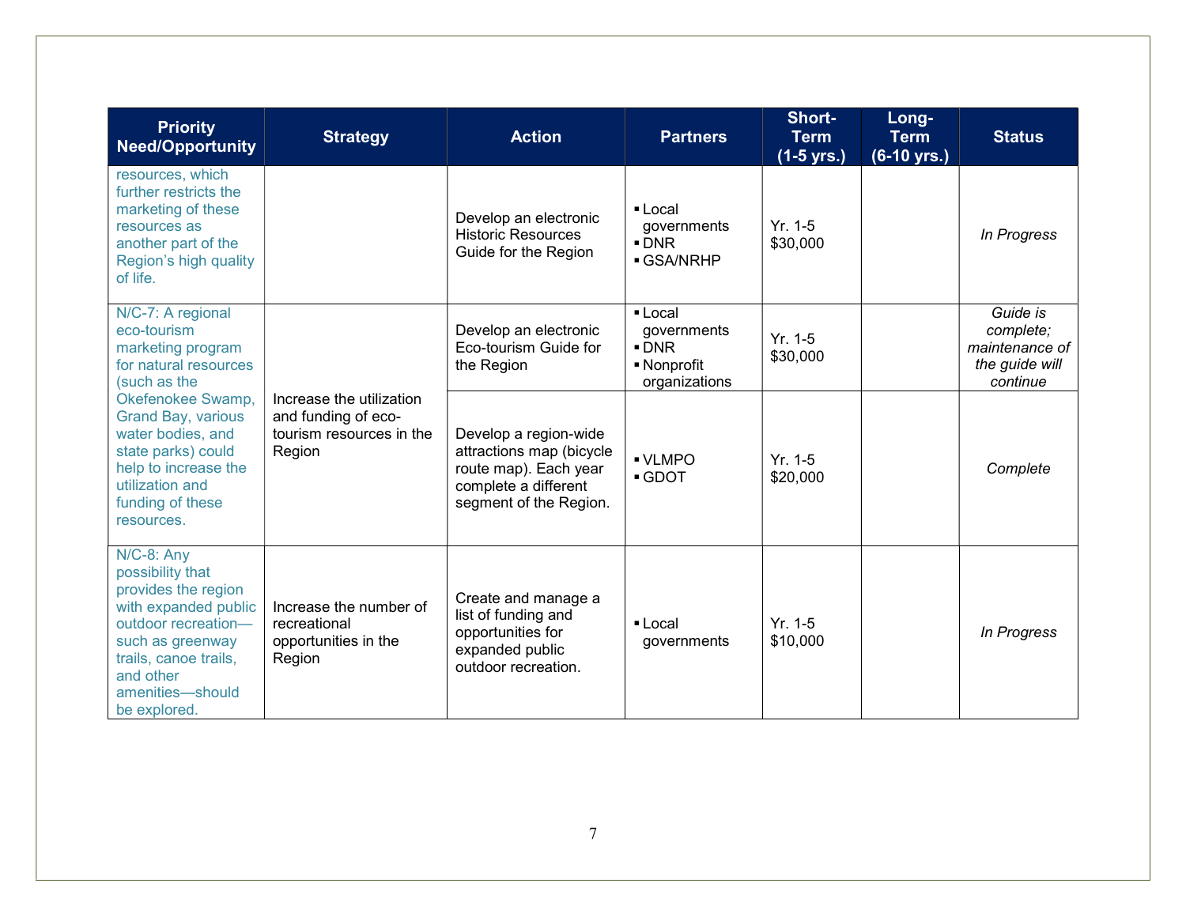| Priority Need/Opportunity | Strategy | Action | Partners | Short-Term (1-5 yrs.) | Long-Term (6-10 yrs.) | Status |
|---|---|---|---|---|---|---|
| resources, which further restricts the marketing of these resources as another part of the Region's high quality of life. | | Develop an electronic Historic Resources Guide for the Region | ▪ Local governments<br>▪ DNR<br>▪ GSA/NRHP | Yr. 1-5<br>$30,000 | | *In Progress* |
| N/C-7: A regional eco-tourism marketing program for natural resources (such as the Okefenokee Swamp, Grand Bay, various water bodies, and state parks) could help to increase the utilization and funding of these resources. | Increase the utilization and funding of eco-tourism resources in the Region | Develop an electronic Eco-tourism Guide for the Region | ▪ Local governments<br>▪ DNR<br>▪ Nonprofit organizations | Yr. 1-5<br>$30,000 | | *Guide is complete; maintenance of the guide will continue* |
| | | Develop a region-wide attractions map (bicycle route map). Each year complete a different segment of the Region. | ▪ VLMPO<br>▪ GDOT | Yr. 1-5<br>$20,000 | | *Complete* |
| N/C-8: Any possibility that provides the region with expanded public outdoor recreation—such as greenway trails, canoe trails, and other amenities—should be explored. | Increase the number of recreational opportunities in the Region | Create and manage a list of funding and opportunities for expanded public outdoor recreation. | ▪ Local governments | Yr. 1-5<br>$10,000 | | *In Progress* |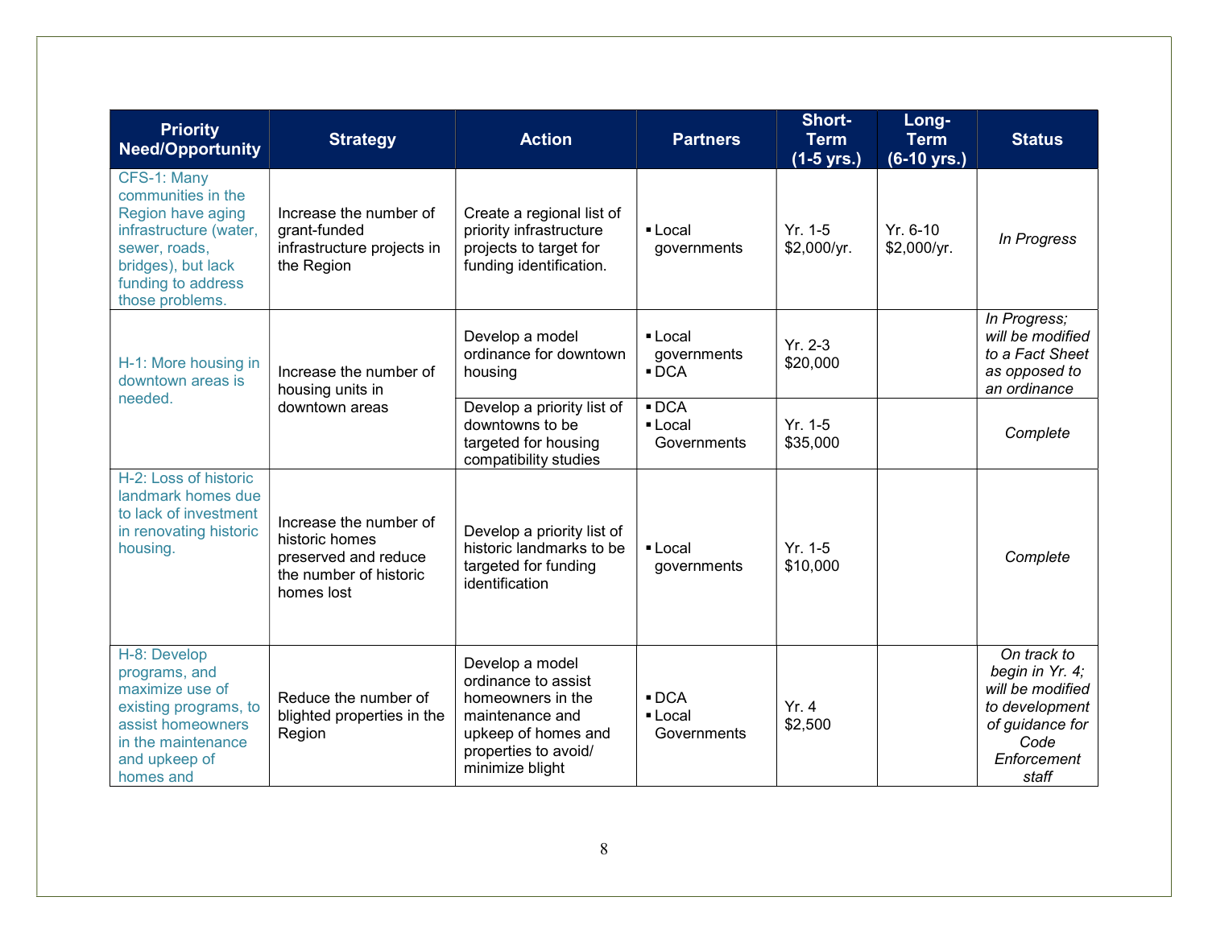| Priority Need/Opportunity | Strategy | Action | Partners | Short-Term (1-5 yrs.) | Long-Term (6-10 yrs.) | Status |
|---|---|---|---|---|---|---|
| CFS-1: Many communities in the Region have aging infrastructure (water, sewer, roads, bridges), but lack funding to address those problems. | Increase the number of grant-funded infrastructure projects in the Region | Create a regional list of priority infrastructure projects to target for funding identification. | ▪ Local governments | Yr. 1-5 $2,000/yr. | Yr. 6-10 $2,000/yr. | *In Progress* |
| H-1: More housing in downtown areas is needed. | Increase the number of housing units in downtown areas | Develop a model ordinance for downtown housing | ▪ Local governments ▪ DCA | Yr. 2-3 $20,000 | | *In Progress; will be modified to a Fact Sheet as opposed to an ordinance* |
| | | Develop a priority list of downtowns to be targeted for housing compatibility studies | ▪ DCA ▪ Local Governments | Yr. 1-5 $35,000 | | *Complete* |
| H-2: Loss of historic landmark homes due to lack of investment in renovating historic housing. | Increase the number of historic homes preserved and reduce the number of historic homes lost | Develop a priority list of historic landmarks to be targeted for funding identification | ▪ Local governments | Yr. 1-5 $10,000 | | *Complete* |
| H-8: Develop programs, and maximize use of existing programs, to assist homeowners in the maintenance and upkeep of homes and | Reduce the number of blighted properties in the Region | Develop a model ordinance to assist homeowners in the maintenance and upkeep of homes and properties to avoid/ minimize blight | ▪ DCA ▪ Local Governments | Yr. 4 $2,500 | | *On track to begin in Yr. 4; will be modified to development of guidance for Code Enforcement staff* |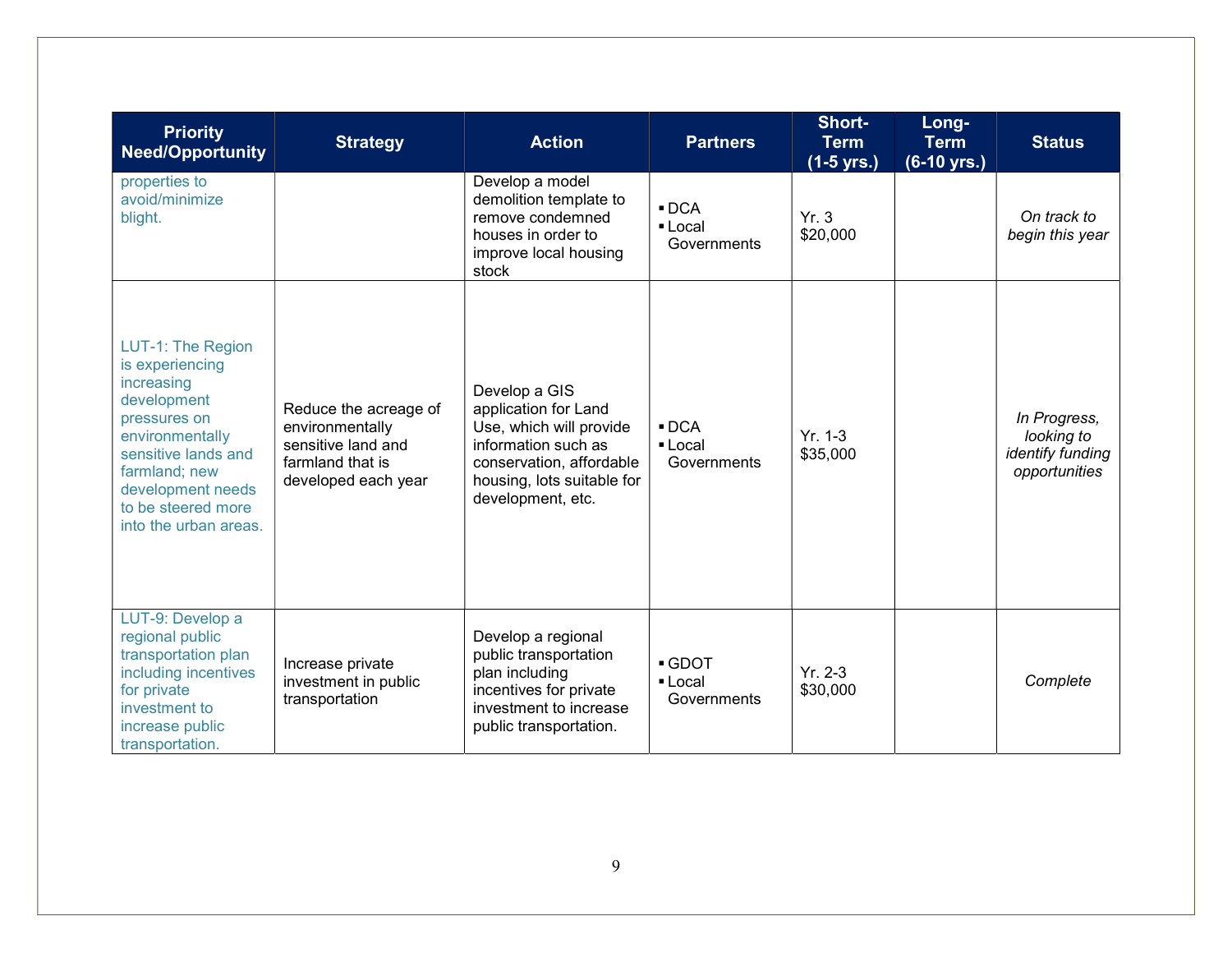| Priority Need/Opportunity | Strategy | Action | Partners | Short-Term (1-5 yrs.) | Long-Term (6-10 yrs.) | Status |
|---|---|---|---|---|---|---|
| properties to avoid/minimize blight. | | Develop a model demolition template to remove condemned houses in order to improve local housing stock | ▪ DCA<br>▪ Local Governments | Yr. 3<br>$20,000 | | *On track to begin this year* |
| LUT-1: The Region is experiencing increasing development pressures on environmentally sensitive lands and farmland; new development needs to be steered more into the urban areas. | Reduce the acreage of environmentally sensitive land and farmland that is developed each year | Develop a GIS application for Land Use, which will provide information such as conservation, affordable housing, lots suitable for development, etc. | ▪ DCA<br>▪ Local Governments | Yr. 1-3<br>$35,000 | | *In Progress, looking to identify funding opportunities* |
| LUT-9: Develop a regional public transportation plan including incentives for private investment to increase public transportation. | Increase private investment in public transportation | Develop a regional public transportation plan including incentives for private investment to increase public transportation. | ▪ GDOT<br>▪ Local Governments | Yr. 2-3<br>$30,000 | | *Complete* |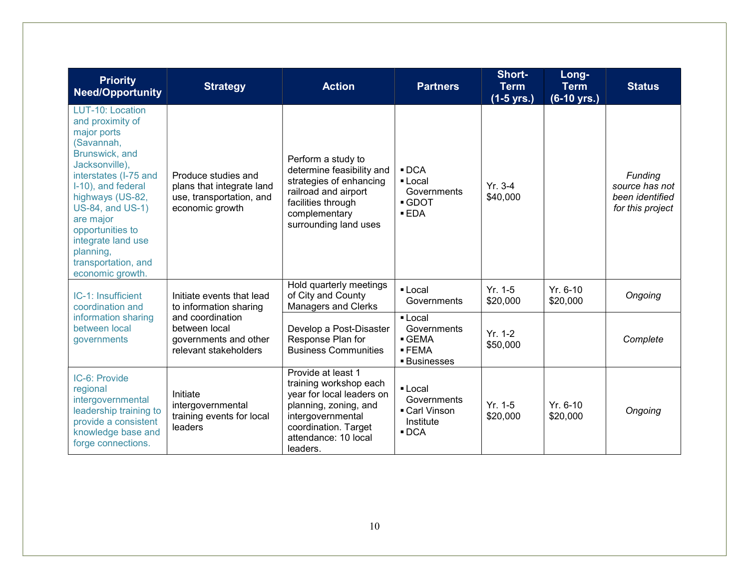| Priority Need/Opportunity | Strategy | Action | Partners | Short-Term (1-5 yrs.) | Long-Term (6-10 yrs.) | Status |
|---|---|---|---|---|---|---|
| LUT-10: Location and proximity of major ports (Savannah, Brunswick, and Jacksonville), interstates (I-75 and I-10), and federal highways (US-82, US-84, and US-1) are major opportunities to integrate land use planning, transportation, and economic growth. | Produce studies and plans that integrate land use, transportation, and economic growth | Perform a study to determine feasibility and strategies of enhancing railroad and airport facilities through complementary surrounding land uses | ▪ DCA<br>▪ Local Governments<br>▪ GDOT<br>▪ EDA | Yr. 3-4<br>$40,000 | | *Funding source has not been identified for this project* |
| IC-1: Insufficient coordination and information sharing between local governments | Initiate events that lead to information sharing and coordination between local governments and other relevant stakeholders | Hold quarterly meetings of City and County Managers and Clerks | ▪ Local Governments | Yr. 1-5<br>$20,000 | Yr. 6-10<br>$20,000 | *Ongoing* |
| | | Develop a Post-Disaster Response Plan for Business Communities | ▪ Local Governments<br>▪ GEMA<br>▪ FEMA<br>▪ Businesses | Yr. 1-2<br>$50,000 | | *Complete* |
| IC-6: Provide regional intergovernmental leadership training to provide a consistent knowledge base and forge connections. | Initiate intergovernmental training events for local leaders | Provide at least 1 training workshop each year for local leaders on planning, zoning, and intergovernmental coordination. Target attendance: 10 local leaders. | ▪ Local Governments<br>▪ Carl Vinson Institute<br>▪ DCA | Yr. 1-5<br>$20,000 | Yr. 6-10<br>$20,000 | *Ongoing* |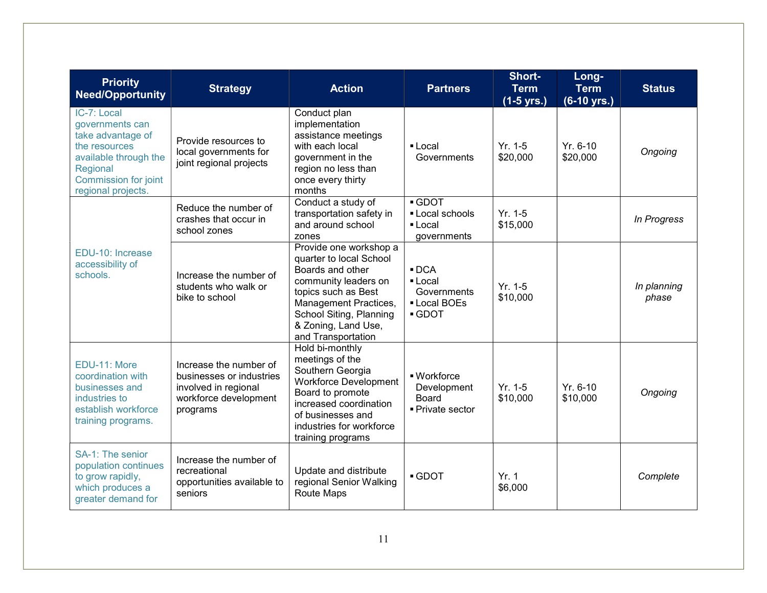| Priority Need/Opportunity | Strategy | Action | Partners | Short-Term (1-5 yrs.) | Long-Term (6-10 yrs.) | Status |
|---|---|---|---|---|---|---|
| IC-7: Local governments can take advantage of the resources available through the Regional Commission for joint regional projects. | Provide resources to local governments for joint regional projects | Conduct plan implementation assistance meetings with each local government in the region no less than once every thirty months | ▪ Local Governments | Yr. 1-5 $20,000 | Yr. 6-10 $20,000 | *Ongoing* |
| EDU-10: Increase accessibility of schools. | Reduce the number of crashes that occur in school zones | Conduct a study of transportation safety in and around school zones | ▪ GDOT ▪ Local schools ▪ Local governments | Yr. 1-5 $15,000 | | *In Progress* |
| | Increase the number of students who walk or bike to school | Provide one workshop a quarter to local School Boards and other community leaders on topics such as Best Management Practices, School Siting, Planning & Zoning, Land Use, and Transportation | ▪ DCA ▪ Local Governments ▪ Local BOEs ▪ GDOT | Yr. 1-5 $10,000 | | *In planning phase* |
| EDU-11: More coordination with businesses and industries to establish workforce training programs. | Increase the number of businesses or industries involved in regional workforce development programs | Hold bi-monthly meetings of the Southern Georgia Workforce Development Board to promote increased coordination of businesses and industries for workforce training programs | ▪ Workforce Development Board ▪ Private sector | Yr. 1-5 $10,000 | Yr. 6-10 $10,000 | *Ongoing* |
| SA-1: The senior population continues to grow rapidly, which produces a greater demand for | Increase the number of recreational opportunities available to seniors | Update and distribute regional Senior Walking Route Maps | ▪ GDOT | Yr. 1 $6,000 | | *Complete* |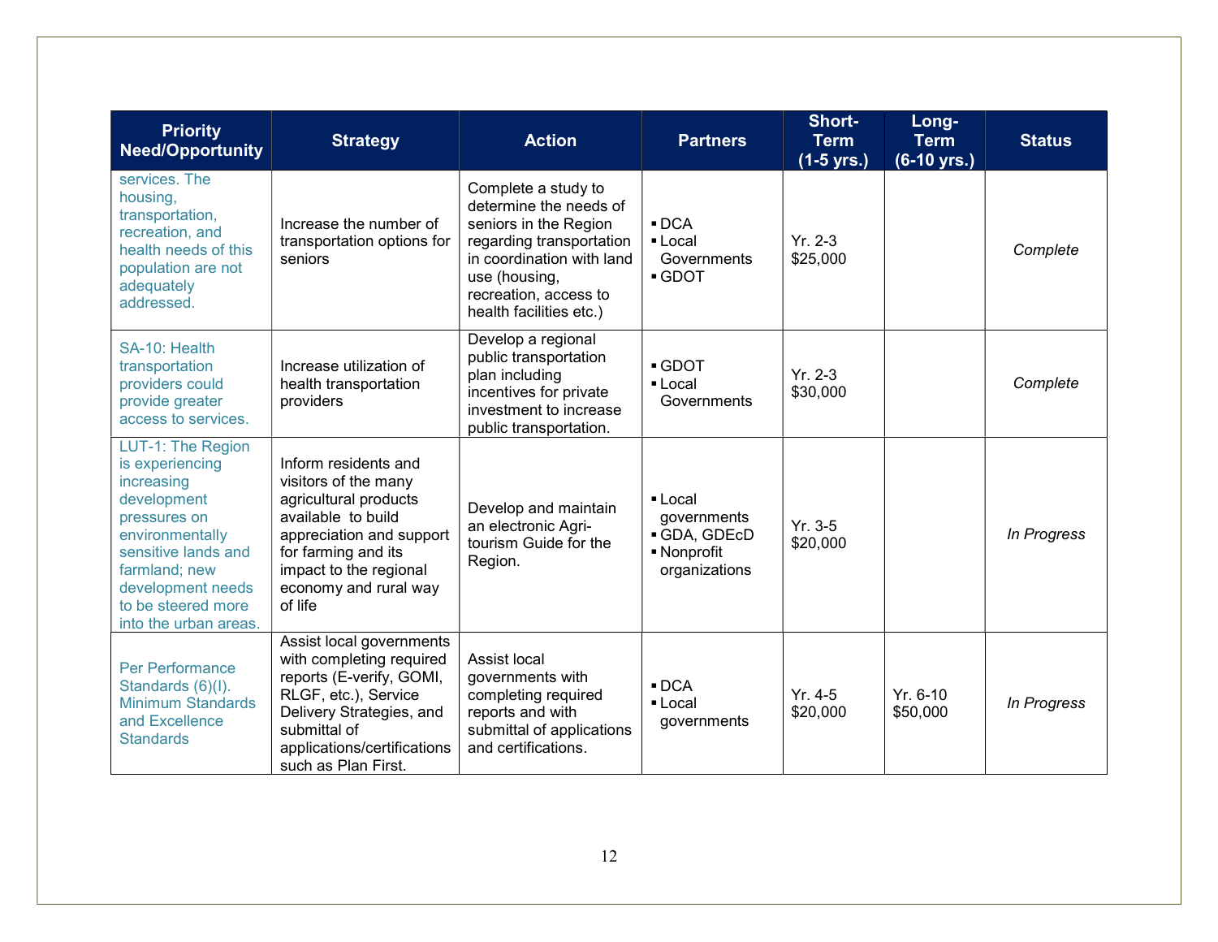| Priority Need/Opportunity | Strategy | Action | Partners | Short-Term (1-5 yrs.) | Long-Term (6-10 yrs.) | Status |
|---|---|---|---|---|---|---|
| services. The housing, transportation, recreation, and health needs of this population are not adequately addressed. | Increase the number of transportation options for seniors | Complete a study to determine the needs of seniors in the Region regarding transportation in coordination with land use (housing, recreation, access to health facilities etc.) | ▪ DCA<br>▪ Local Governments<br>▪ GDOT | Yr. 2-3<br>$25,000 | | *Complete* |
| SA-10: Health transportation providers could provide greater access to services. | Increase utilization of health transportation providers | Develop a regional public transportation plan including incentives for private investment to increase public transportation. | ▪ GDOT<br>▪ Local Governments | Yr. 2-3<br>$30,000 | | *Complete* |
| LUT-1: The Region is experiencing increasing development pressures on environmentally sensitive lands and farmland; new development needs to be steered more into the urban areas. | Inform residents and visitors of the many agricultural products available to build appreciation and support for farming and its impact to the regional economy and rural way of life | Develop and maintain an electronic Agri-tourism Guide for the Region. | ▪ Local governments<br>▪ GDA, GDEcD<br>▪ Nonprofit organizations | Yr. 3-5<br>$20,000 | | *In Progress* |
| Per Performance Standards (6)(I). Minimum Standards and Excellence Standards | Assist local governments with completing required reports (E-verify, GOMI, RLGF, etc.), Service Delivery Strategies, and submittal of applications/certifications such as Plan First. | Assist local governments with completing required reports and with submittal of applications and certifications. | ▪ DCA<br>▪ Local governments | Yr. 4-5<br>$20,000 | Yr. 6-10<br>$50,000 | *In Progress* |